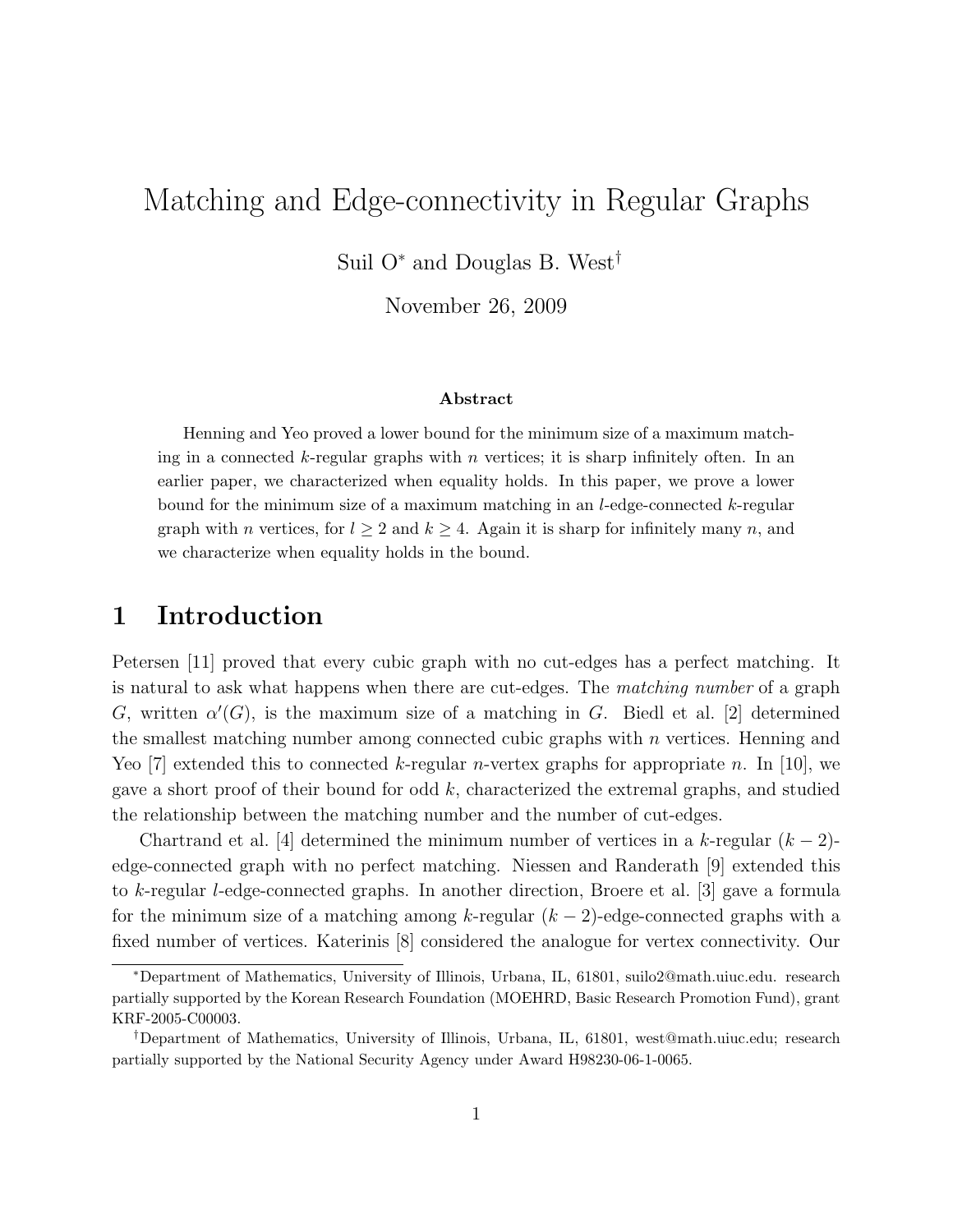# Matching and Edge-connectivity in Regular Graphs

Suil O* and Douglas B. West†

November 26, 2009

### Abstract

Henning and Yeo proved a lower bound for the minimum size of a maximum matching in a connected $k$-regular graphs with $n$ vertices; it is sharp infinitely often. In an earlier paper, we characterized when equality holds. In this paper, we prove a lower bound for the minimum size of a maximum matching in an $l$-edge-connected $k$-regular graph with $n$ vertices, for $l \geq 2$ and $k \geq 4$. Again it is sharp for infinitely many $n$, and we characterize when equality holds in the bound.

## 1 Introduction

Petersen [11] proved that every cubic graph with no cut-edges has a perfect matching. It is natural to ask what happens when there are cut-edges. The *matching number* of a graph $G$, written $\alpha'(G)$, is the maximum size of a matching in $G$. Biedl et al. [2] determined the smallest matching number among connected cubic graphs with $n$ vertices. Henning and Yeo [7] extended this to connected $k$-regular $n$-vertex graphs for appropriate $n$. In [10], we gave a short proof of their bound for odd $k$, characterized the extremal graphs, and studied the relationship between the matching number and the number of cut-edges.

Chartrand et al. [4] determined the minimum number of vertices in a $k$-regular $(k-2)$-edge-connected graph with no perfect matching. Niessen and Randerath [9] extended this to $k$-regular $l$-edge-connected graphs. In another direction, Broere et al. [3] gave a formula for the minimum size of a matching among $k$-regular $(k-2)$-edge-connected graphs with a fixed number of vertices. Katerinis [8] considered the analogue for vertex connectivity. Our

---

*Department of Mathematics, University of Illinois, Urbana, IL, 61801, suilo2@math.uiuc.edu. research partially supported by the Korean Research Foundation (MOEHRD, Basic Research Promotion Fund), grant KRF-2005-C00003.

†Department of Mathematics, University of Illinois, Urbana, IL, 61801, west@math.uiuc.edu; research partially supported by the National Security Agency under Award H98230-06-1-0065.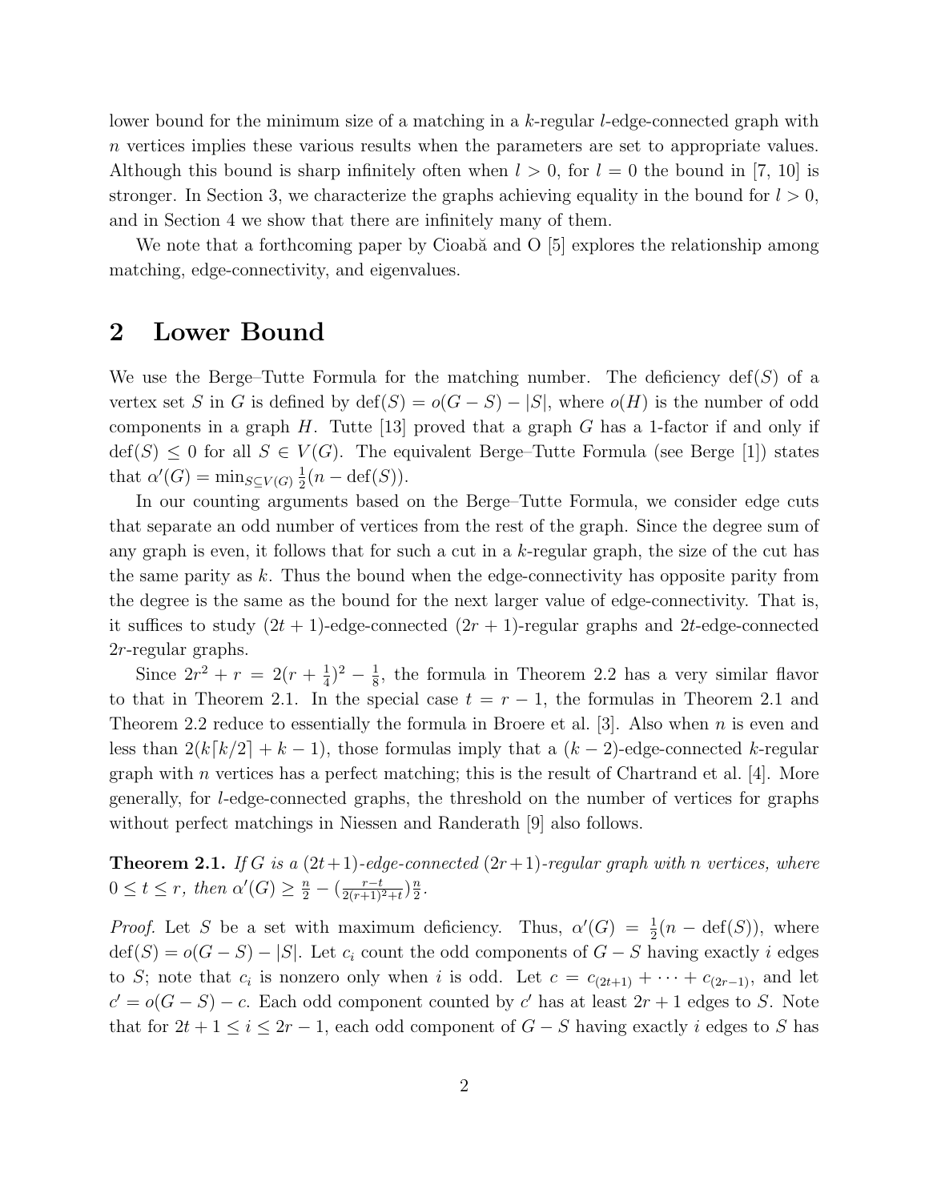lower bound for the minimum size of a matching in a $k$-regular $l$-edge-connected graph with $n$ vertices implies these various results when the parameters are set to appropriate values. Although this bound is sharp infinitely often when $l > 0$, for $l = 0$ the bound in [7, 10] is stronger. In Section 3, we characterize the graphs achieving equality in the bound for $l > 0$, and in Section 4 we show that there are infinitely many of them.

We note that a forthcoming paper by Cioabă and O [5] explores the relationship among matching, edge-connectivity, and eigenvalues.

## 2 Lower Bound

We use the Berge–Tutte Formula for the matching number. The deficiency $\mathrm{def}(S)$ of a vertex set $S$ in $G$ is defined by $\mathrm{def}(S) = o(G - S) - |S|$, where $o(H)$ is the number of odd components in a graph $H$. Tutte [13] proved that a graph $G$ has a 1-factor if and only if $\mathrm{def}(S) \le 0$ for all $S \in V(G)$. The equivalent Berge–Tutte Formula (see Berge [1]) states that $\alpha'(G) = \min_{S \subseteq V(G)} \frac{1}{2}(n - \mathrm{def}(S))$.

In our counting arguments based on the Berge–Tutte Formula, we consider edge cuts that separate an odd number of vertices from the rest of the graph. Since the degree sum of any graph is even, it follows that for such a cut in a $k$-regular graph, the size of the cut has the same parity as $k$. Thus the bound when the edge-connectivity has opposite parity from the degree is the same as the bound for the next larger value of edge-connectivity. That is, it suffices to study $(2t+1)$-edge-connected $(2r+1)$-regular graphs and $2t$-edge-connected $2r$-regular graphs.

Since $2r^2 + r = 2(r + \frac{1}{4})^2 - \frac{1}{8}$, the formula in Theorem 2.2 has a very similar flavor to that in Theorem 2.1. In the special case $t = r - 1$, the formulas in Theorem 2.1 and Theorem 2.2 reduce to essentially the formula in Broere et al. [3]. Also when $n$ is even and less than $2(k\lceil k/2 \rceil + k - 1)$, those formulas imply that a $(k-2)$-edge-connected $k$-regular graph with $n$ vertices has a perfect matching; this is the result of Chartrand et al. [4]. More generally, for $l$-edge-connected graphs, the threshold on the number of vertices for graphs without perfect matchings in Niessen and Randerath [9] also follows.

**Theorem 2.1.** *If $G$ is a $(2t+1)$-edge-connected $(2r+1)$-regular graph with $n$ vertices, where $0 \le t \le r$, then $\alpha'(G) \ge \frac{n}{2} - (\frac{r-t}{2(r+1)^2+t})\frac{n}{2}$.*

*Proof.* Let $S$ be a set with maximum deficiency. Thus, $\alpha'(G) = \frac{1}{2}(n - \mathrm{def}(S))$, where $\mathrm{def}(S) = o(G - S) - |S|$. Let $c_i$ count the odd components of $G - S$ having exactly $i$ edges to $S$; note that $c_i$ is nonzero only when $i$ is odd. Let $c = c_{(2t+1)} + \cdots + c_{(2r-1)}$, and let $c' = o(G - S) - c$. Each odd component counted by $c'$ has at least $2r + 1$ edges to $S$. Note that for $2t + 1 \le i \le 2r - 1$, each odd component of $G - S$ having exactly $i$ edges to $S$ has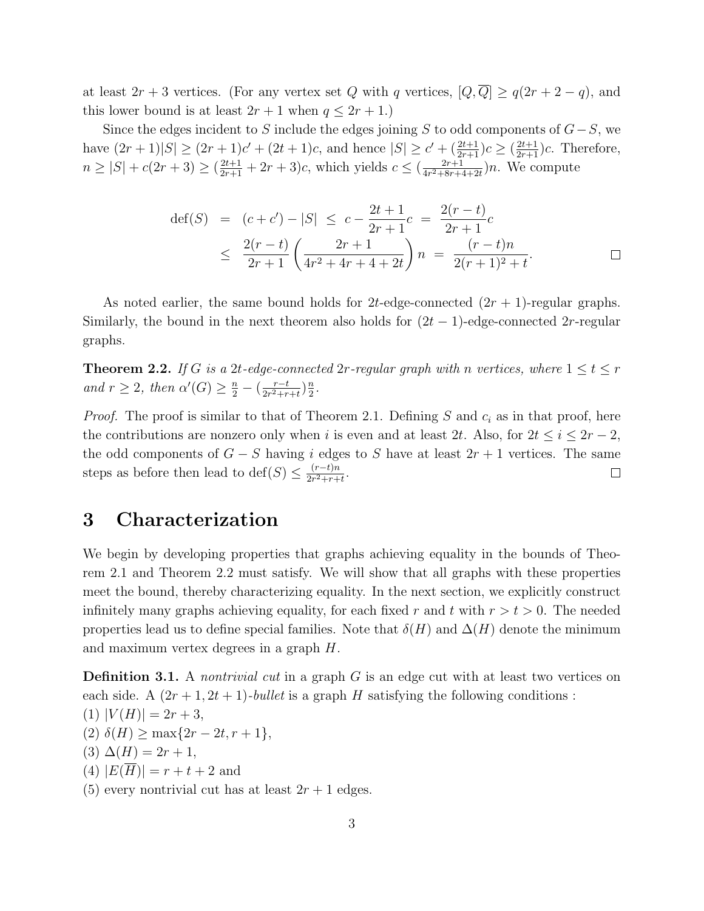at least $2r+3$ vertices. (For any vertex set $Q$ with $q$ vertices, $[Q,\overline{Q}] \ge q(2r+2-q)$, and this lower bound is at least $2r+1$ when $q \le 2r+1$.)

Since the edges incident to $S$ include the edges joining $S$ to odd components of $G-S$, we have $(2r+1)|S| \ge (2r+1)c' + (2t+1)c$, and hence $|S| \ge c' + (\frac{2t+1}{2r+1})c \ge (\frac{2t+1}{2r+1})c$. Therefore, $n \ge |S| + c(2r+3) \ge (\frac{2t+1}{2r+1} + 2r+3)c$, which yields $c \le (\frac{2r+1}{4r^2+8r+4+2t})n$. We compute

$$
\begin{aligned}
\operatorname{def}(S) &= (c+c') - |S| \le c - \frac{2t+1}{2r+1}c = \frac{2(r-t)}{2r+1}c \\
&\le \frac{2(r-t)}{2r+1}\left(\frac{2r+1}{4r^2+4r+4+2t}\right)n = \frac{(r-t)n}{2(r+1)^2+t}.
\end{aligned}
$$

□

As noted earlier, the same bound holds for $2t$-edge-connected $(2r+1)$-regular graphs. Similarly, the bound in the next theorem also holds for $(2t-1)$-edge-connected $2r$-regular graphs.

**Theorem 2.2.** *If $G$ is a $2t$-edge-connected $2r$-regular graph with $n$ vertices, where $1 \le t \le r$ and $r \ge 2$, then $\alpha'(G) \ge \frac{n}{2} - (\frac{r-t}{2r^2+r+t})\frac{n}{2}$.*

*Proof.* The proof is similar to that of Theorem 2.1. Defining $S$ and $c_i$ as in that proof, here the contributions are nonzero only when $i$ is even and at least $2t$. Also, for $2t \le i \le 2r-2$, the odd components of $G-S$ having $i$ edges to $S$ have at least $2r+1$ vertices. The same steps as before then lead to $\operatorname{def}(S) \le \frac{(r-t)n}{2r^2+r+t}$. □

# 3 Characterization

We begin by developing properties that graphs achieving equality in the bounds of Theorem 2.1 and Theorem 2.2 must satisfy. We will show that all graphs with these properties meet the bound, thereby characterizing equality. In the next section, we explicitly construct infinitely many graphs achieving equality, for each fixed $r$ and $t$ with $r > t > 0$. The needed properties lead us to define special families. Note that $\delta(H)$ and $\Delta(H)$ denote the minimum and maximum vertex degrees in a graph $H$.

**Definition 3.1.** A *nontrivial cut* in a graph $G$ is an edge cut with at least two vertices on each side. A $(2r+1, 2t+1)$-*bullet* is a graph $H$ satisfying the following conditions :
(1) $|V(H)| = 2r+3$,
(2) $\delta(H) \ge \max\{2r-2t, r+1\}$,
(3) $\Delta(H) = 2r+1$,
(4) $|E(\overline{H})| = r+t+2$ and
(5) every nontrivial cut has at least $2r+1$ edges.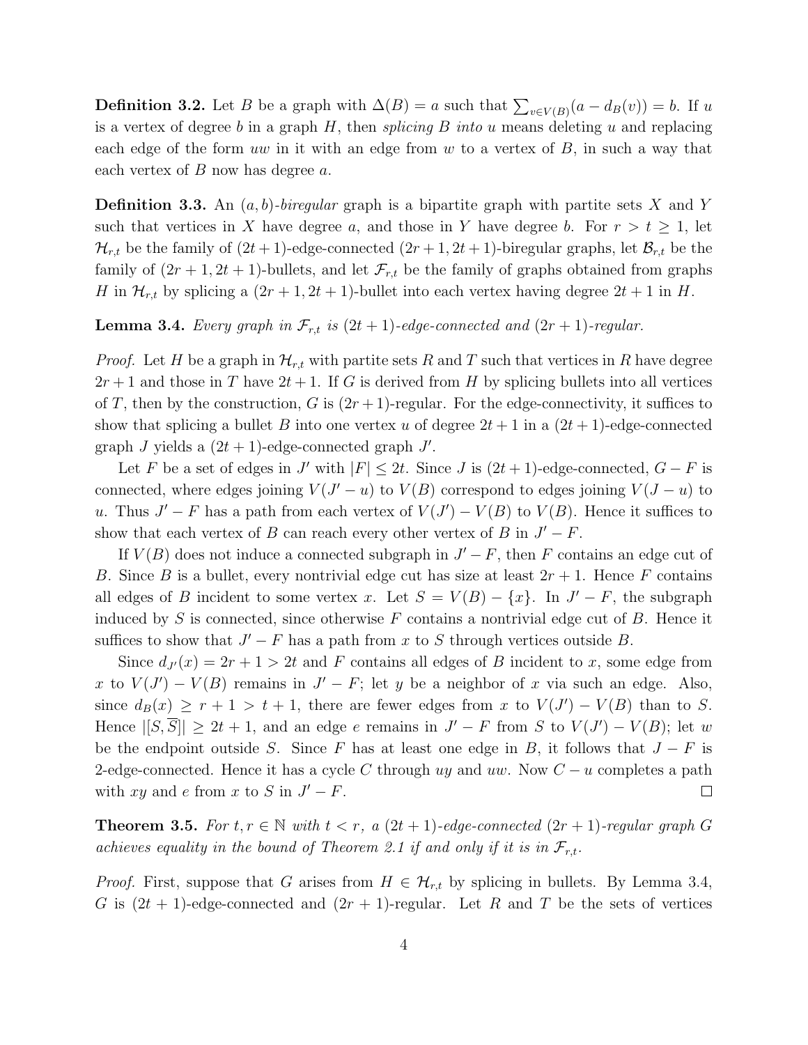**Definition 3.2.** Let $B$ be a graph with $\Delta(B) = a$ such that $\sum_{v \in V(B)}(a - d_B(v)) = b$. If $u$ is a vertex of degree $b$ in a graph $H$, then *splicing $B$ into $u$* means deleting $u$ and replacing each edge of the form $uw$ in it with an edge from $w$ to a vertex of $B$, in such a way that each vertex of $B$ now has degree $a$.

**Definition 3.3.** An *$(a, b)$-biregular* graph is a bipartite graph with partite sets $X$ and $Y$ such that vertices in $X$ have degree $a$, and those in $Y$ have degree $b$. For $r > t \geq 1$, let $\mathcal{H}_{r,t}$ be the family of $(2t+1)$-edge-connected $(2r+1, 2t+1)$-biregular graphs, let $\mathcal{B}_{r,t}$ be the family of $(2r+1, 2t+1)$-bullets, and let $\mathcal{F}_{r,t}$ be the family of graphs obtained from graphs $H$ in $\mathcal{H}_{r,t}$ by splicing a $(2r+1, 2t+1)$-bullet into each vertex having degree $2t+1$ in $H$.

**Lemma 3.4.** *Every graph in $\mathcal{F}_{r,t}$ is $(2t+1)$-edge-connected and $(2r+1)$-regular.*

*Proof.* Let $H$ be a graph in $\mathcal{H}_{r,t}$ with partite sets $R$ and $T$ such that vertices in $R$ have degree $2r+1$ and those in $T$ have $2t+1$. If $G$ is derived from $H$ by splicing bullets into all vertices of $T$, then by the construction, $G$ is $(2r+1)$-regular. For the edge-connectivity, it suffices to show that splicing a bullet $B$ into one vertex $u$ of degree $2t+1$ in a $(2t+1)$-edge-connected graph $J$ yields a $(2t+1)$-edge-connected graph $J'$.

Let $F$ be a set of edges in $J'$ with $|F| \leq 2t$. Since $J$ is $(2t+1)$-edge-connected, $G - F$ is connected, where edges joining $V(J' - u)$ to $V(B)$ correspond to edges joining $V(J - u)$ to $u$. Thus $J' - F$ has a path from each vertex of $V(J') - V(B)$ to $V(B)$. Hence it suffices to show that each vertex of $B$ can reach every other vertex of $B$ in $J' - F$.

If $V(B)$ does not induce a connected subgraph in $J' - F$, then $F$ contains an edge cut of $B$. Since $B$ is a bullet, every nontrivial edge cut has size at least $2r+1$. Hence $F$ contains all edges of $B$ incident to some vertex $x$. Let $S = V(B) - \{x\}$. In $J' - F$, the subgraph induced by $S$ is connected, since otherwise $F$ contains a nontrivial edge cut of $B$. Hence it suffices to show that $J' - F$ has a path from $x$ to $S$ through vertices outside $B$.

Since $d_{J'}(x) = 2r+1 > 2t$ and $F$ contains all edges of $B$ incident to $x$, some edge from $x$ to $V(J') - V(B)$ remains in $J' - F$; let $y$ be a neighbor of $x$ via such an edge. Also, since $d_B(x) \geq r+1 > t+1$, there are fewer edges from $x$ to $V(J') - V(B)$ than to $S$. Hence $|[S, \overline{S}]| \geq 2t+1$, and an edge $e$ remains in $J' - F$ from $S$ to $V(J') - V(B)$; let $w$ be the endpoint outside $S$. Since $F$ has at least one edge in $B$, it follows that $J - F$ is 2-edge-connected. Hence it has a cycle $C$ through $uy$ and $uw$. Now $C - u$ completes a path with $xy$ and $e$ from $x$ to $S$ in $J' - F$. $\square$

**Theorem 3.5.** *For $t, r \in \mathbb{N}$ with $t < r$, a $(2t+1)$-edge-connected $(2r+1)$-regular graph $G$ achieves equality in the bound of Theorem 2.1 if and only if it is in $\mathcal{F}_{r,t}$.*

*Proof.* First, suppose that $G$ arises from $H \in \mathcal{H}_{r,t}$ by splicing in bullets. By Lemma 3.4, $G$ is $(2t+1)$-edge-connected and $(2r+1)$-regular. Let $R$ and $T$ be the sets of vertices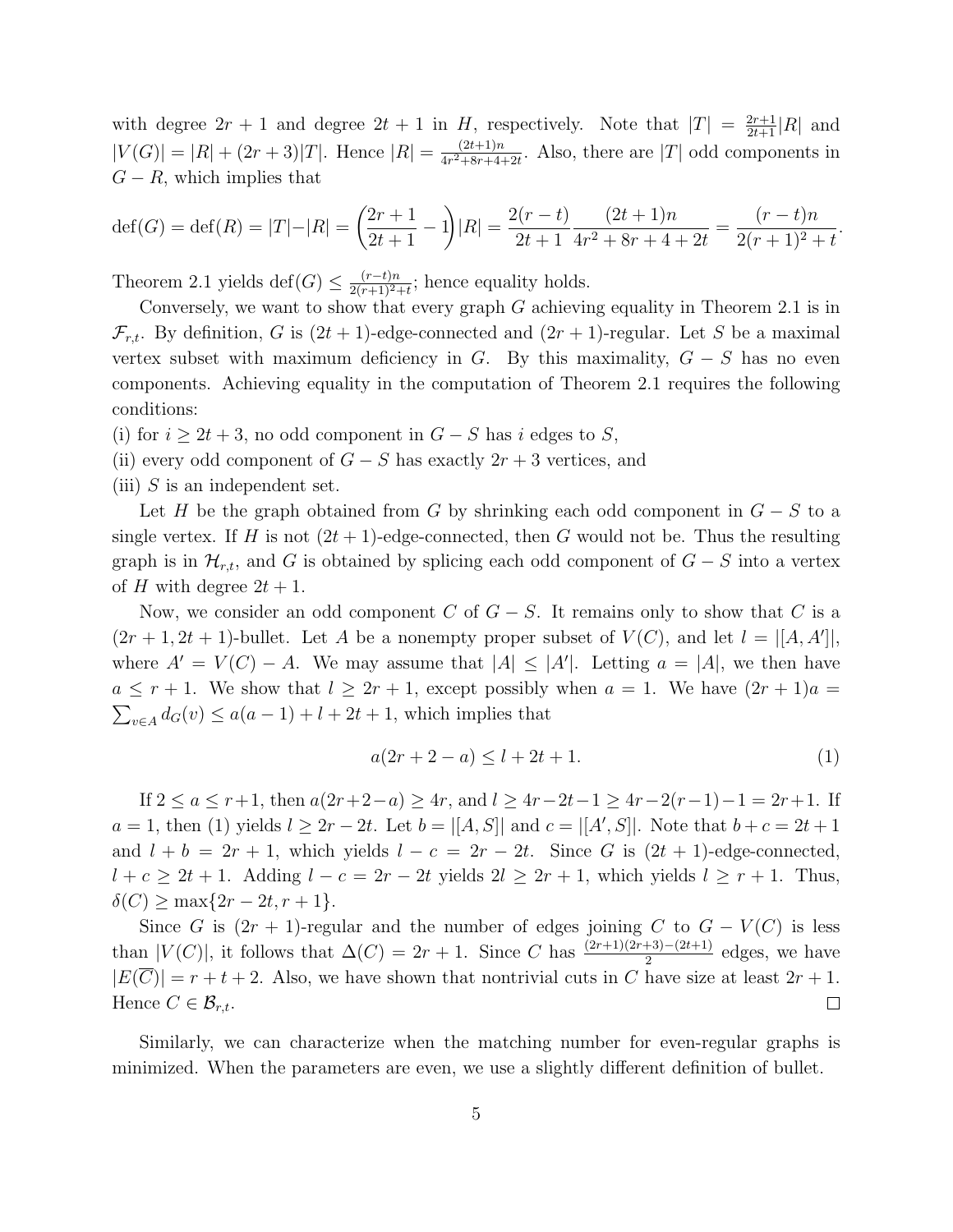with degree $2r+1$ and degree $2t+1$ in $H$, respectively. Note that $|T| = \frac{2r+1}{2t+1}|R|$ and $|V(G)| = |R| + (2r+3)|T|$. Hence $|R| = \frac{(2t+1)n}{4r^2+8r+4+2t}$. Also, there are $|T|$ odd components in $G - R$, which implies that

$$\operatorname{def}(G) = \operatorname{def}(R) = |T| - |R| = \left(\frac{2r+1}{2t+1} - 1\right)|R| = \frac{2(r-t)}{2t+1}\frac{(2t+1)n}{4r^2+8r+4+2t} = \frac{(r-t)n}{2(r+1)^2+t}.$$

Theorem 2.1 yields $\operatorname{def}(G) \le \frac{(r-t)n}{2(r+1)^2+t}$; hence equality holds.

Conversely, we want to show that every graph $G$ achieving equality in Theorem 2.1 is in $\mathcal{F}_{r,t}$. By definition, $G$ is $(2t+1)$-edge-connected and $(2r+1)$-regular. Let $S$ be a maximal vertex subset with maximum deficiency in $G$. By this maximality, $G - S$ has no even components. Achieving equality in the computation of Theorem 2.1 requires the following conditions:

(i) for $i \ge 2t+3$, no odd component in $G - S$ has $i$ edges to $S$,

(ii) every odd component of $G - S$ has exactly $2r+3$ vertices, and

(iii) $S$ is an independent set.

Let $H$ be the graph obtained from $G$ by shrinking each odd component in $G - S$ to a single vertex. If $H$ is not $(2t+1)$-edge-connected, then $G$ would not be. Thus the resulting graph is in $\mathcal{H}_{r,t}$, and $G$ is obtained by splicing each odd component of $G - S$ into a vertex of $H$ with degree $2t+1$.

Now, we consider an odd component $C$ of $G - S$. It remains only to show that $C$ is a $(2r+1, 2t+1)$-bullet. Let $A$ be a nonempty proper subset of $V(C)$, and let $l = |[A, A']|$, where $A' = V(C) - A$. We may assume that $|A| \le |A'|$. Letting $a = |A|$, we then have $a \le r+1$. We show that $l \ge 2r+1$, except possibly when $a = 1$. We have $(2r+1)a = \sum_{v \in A} d_G(v) \le a(a-1) + l + 2t + 1$, which implies that

$$a(2r+2-a) \le l + 2t + 1. \tag{1}$$

If $2 \le a \le r+1$, then $a(2r+2-a) \ge 4r$, and $l \ge 4r - 2t - 1 \ge 4r - 2(r-1) - 1 = 2r+1$. If $a = 1$, then (1) yields $l \ge 2r - 2t$. Let $b = |[A, S]|$ and $c = |[A', S]|$. Note that $b + c = 2t+1$ and $l + b = 2r+1$, which yields $l - c = 2r - 2t$. Since $G$ is $(2t+1)$-edge-connected, $l + c \ge 2t+1$. Adding $l - c = 2r - 2t$ yields $2l \ge 2r+1$, which yields $l \ge r+1$. Thus, $\delta(C) \ge \max\{2r-2t, r+1\}$.

Since $G$ is $(2r+1)$-regular and the number of edges joining $C$ to $G - V(C)$ is less than $|V(C)|$, it follows that $\Delta(C) = 2r+1$. Since $C$ has $\frac{(2r+1)(2r+3)-(2t+1)}{2}$ edges, we have $|E(\overline{C})| = r + t + 2$. Also, we have shown that nontrivial cuts in $C$ have size at least $2r+1$. Hence $C \in \mathcal{B}_{r,t}$. □

Similarly, we can characterize when the matching number for even-regular graphs is minimized. When the parameters are even, we use a slightly different definition of bullet.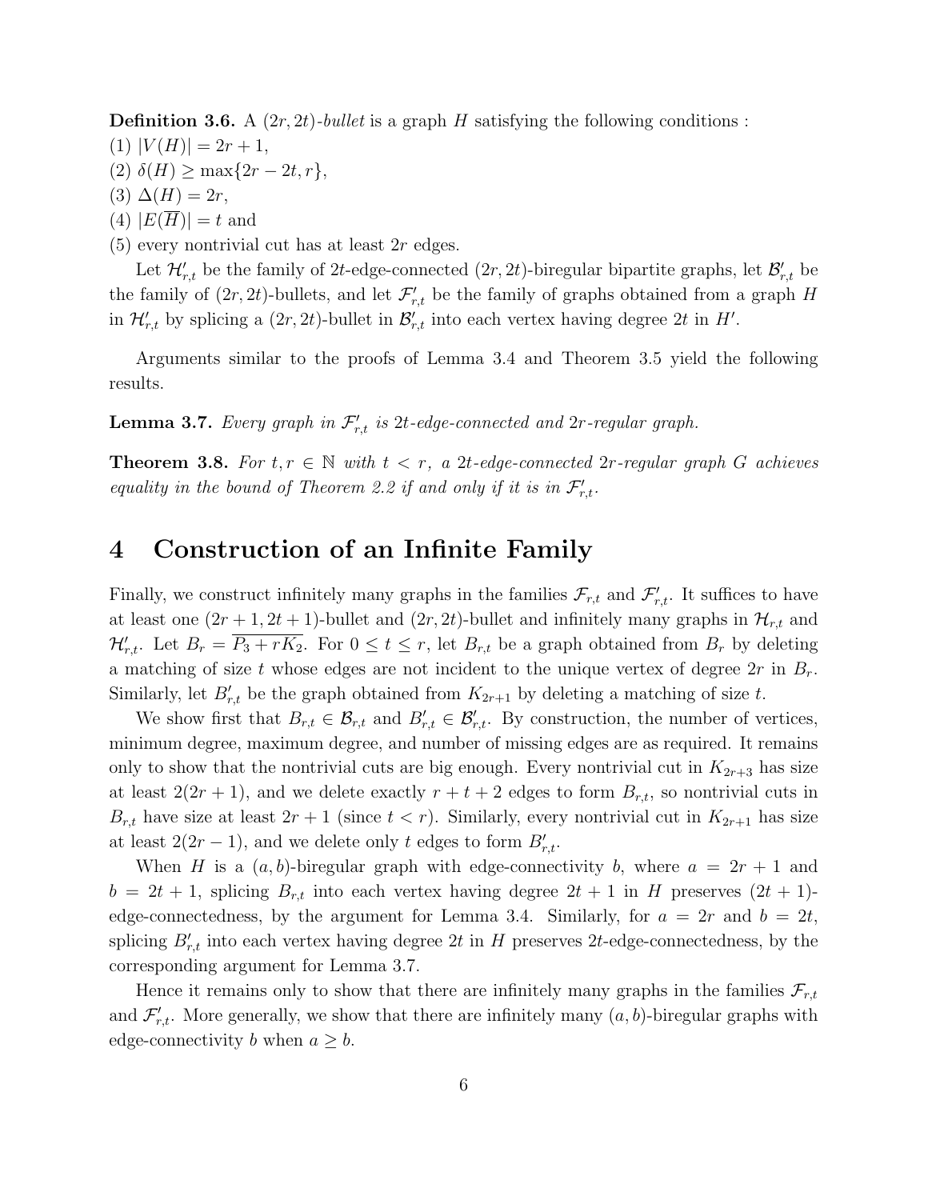**Definition 3.6.** A $(2r, 2t)$-*bullet* is a graph $H$ satisfying the following conditions :
(1) $|V(H)| = 2r + 1$,
(2) $\delta(H) \geq \max\{2r - 2t, r\}$,
(3) $\Delta(H) = 2r$,
(4) $|E(\overline{H})| = t$ and
(5) every nontrivial cut has at least $2r$ edges.

Let $\mathcal{H}'_{r,t}$ be the family of $2t$-edge-connected $(2r, 2t)$-biregular bipartite graphs, let $\mathcal{B}'_{r,t}$ be the family of $(2r, 2t)$-bullets, and let $\mathcal{F}'_{r,t}$ be the family of graphs obtained from a graph $H$ in $\mathcal{H}'_{r,t}$ by splicing a $(2r, 2t)$-bullet in $\mathcal{B}'_{r,t}$ into each vertex having degree $2t$ in $H'$.

Arguments similar to the proofs of Lemma 3.4 and Theorem 3.5 yield the following results.

**Lemma 3.7.** *Every graph in $\mathcal{F}'_{r,t}$ is $2t$-edge-connected and $2r$-regular graph.*

**Theorem 3.8.** *For $t, r \in \mathbb{N}$ with $t < r$, a $2t$-edge-connected $2r$-regular graph $G$ achieves equality in the bound of Theorem 2.2 if and only if it is in $\mathcal{F}'_{r,t}$.*

# 4 Construction of an Infinite Family

Finally, we construct infinitely many graphs in the families $\mathcal{F}_{r,t}$ and $\mathcal{F}'_{r,t}$. It suffices to have at least one $(2r+1, 2t+1)$-bullet and $(2r, 2t)$-bullet and infinitely many graphs in $\mathcal{H}_{r,t}$ and $\mathcal{H}'_{r,t}$. Let $B_r = \overline{P_3 + rK_2}$. For $0 \leq t \leq r$, let $B_{r,t}$ be a graph obtained from $B_r$ by deleting a matching of size $t$ whose edges are not incident to the unique vertex of degree $2r$ in $B_r$. Similarly, let $B'_{r,t}$ be the graph obtained from $K_{2r+1}$ by deleting a matching of size $t$.

We show first that $B_{r,t} \in \mathcal{B}_{r,t}$ and $B'_{r,t} \in \mathcal{B}'_{r,t}$. By construction, the number of vertices, minimum degree, maximum degree, and number of missing edges are as required. It remains only to show that the nontrivial cuts are big enough. Every nontrivial cut in $K_{2r+3}$ has size at least $2(2r+1)$, and we delete exactly $r + t + 2$ edges to form $B_{r,t}$, so nontrivial cuts in $B_{r,t}$ have size at least $2r + 1$ (since $t < r$). Similarly, every nontrivial cut in $K_{2r+1}$ has size at least $2(2r - 1)$, and we delete only $t$ edges to form $B'_{r,t}$.

When $H$ is a $(a, b)$-biregular graph with edge-connectivity $b$, where $a = 2r + 1$ and $b = 2t + 1$, splicing $B_{r,t}$ into each vertex having degree $2t + 1$ in $H$ preserves $(2t + 1)$-edge-connectedness, by the argument for Lemma 3.4. Similarly, for $a = 2r$ and $b = 2t$, splicing $B'_{r,t}$ into each vertex having degree $2t$ in $H$ preserves $2t$-edge-connectedness, by the corresponding argument for Lemma 3.7.

Hence it remains only to show that there are infinitely many graphs in the families $\mathcal{F}_{r,t}$ and $\mathcal{F}'_{r,t}$. More generally, we show that there are infinitely many $(a, b)$-biregular graphs with edge-connectivity $b$ when $a \geq b$.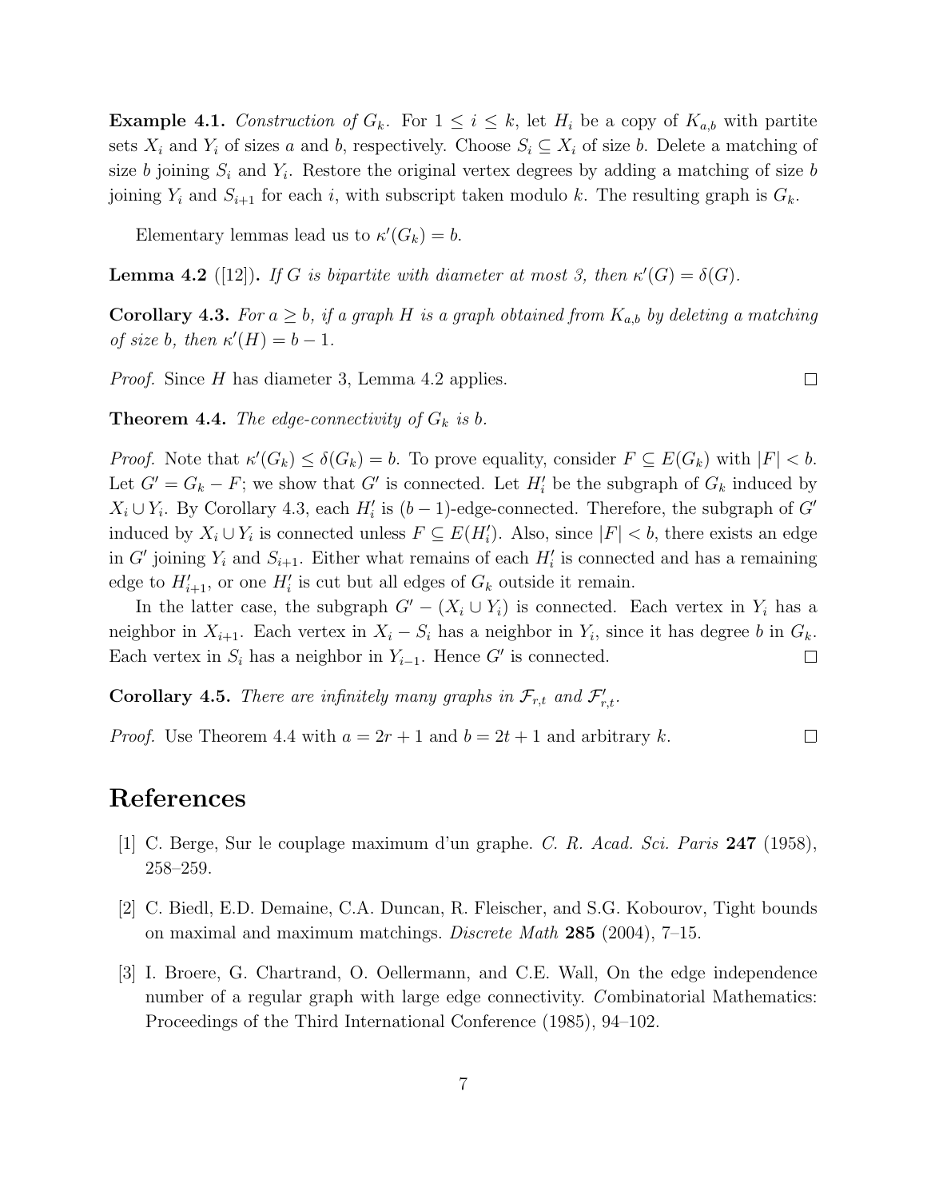**Example 4.1.** *Construction of $G_k$.* For $1 \le i \le k$, let $H_i$ be a copy of $K_{a,b}$ with partite sets $X_i$ and $Y_i$ of sizes $a$ and $b$, respectively. Choose $S_i \subseteq X_i$ of size $b$. Delete a matching of size $b$ joining $S_i$ and $Y_i$. Restore the original vertex degrees by adding a matching of size $b$ joining $Y_i$ and $S_{i+1}$ for each $i$, with subscript taken modulo $k$. The resulting graph is $G_k$.

Elementary lemmas lead us to $\kappa'(G_k) = b$.

**Lemma 4.2** ([12])**.** *If $G$ is bipartite with diameter at most 3, then $\kappa'(G) = \delta(G)$.*

**Corollary 4.3.** *For $a \ge b$, if a graph $H$ is a graph obtained from $K_{a,b}$ by deleting a matching of size $b$, then $\kappa'(H) = b - 1$.*

*Proof.* Since $H$ has diameter 3, Lemma 4.2 applies. □

**Theorem 4.4.** *The edge-connectivity of $G_k$ is $b$.*

*Proof.* Note that $\kappa'(G_k) \le \delta(G_k) = b$. To prove equality, consider $F \subseteq E(G_k)$ with $|F| < b$. Let $G' = G_k - F$; we show that $G'$ is connected. Let $H'_i$ be the subgraph of $G_k$ induced by $X_i \cup Y_i$. By Corollary 4.3, each $H'_i$ is $(b-1)$-edge-connected. Therefore, the subgraph of $G'$ induced by $X_i \cup Y_i$ is connected unless $F \subseteq E(H'_i)$. Also, since $|F| < b$, there exists an edge in $G'$ joining $Y_i$ and $S_{i+1}$. Either what remains of each $H'_i$ is connected and has a remaining edge to $H'_{i+1}$, or one $H'_i$ is cut but all edges of $G_k$ outside it remain.

In the latter case, the subgraph $G' - (X_i \cup Y_i)$ is connected. Each vertex in $Y_i$ has a neighbor in $X_{i+1}$. Each vertex in $X_i - S_i$ has a neighbor in $Y_i$, since it has degree $b$ in $G_k$. Each vertex in $S_i$ has a neighbor in $Y_{i-1}$. Hence $G'$ is connected. □

**Corollary 4.5.** *There are infinitely many graphs in $\mathcal{F}_{r,t}$ and $\mathcal{F}'_{r,t}$.*

*Proof.* Use Theorem 4.4 with $a = 2r + 1$ and $b = 2t + 1$ and arbitrary $k$. □

# References

[1] C. Berge, Sur le couplage maximum d'un graphe. *C. R. Acad. Sci. Paris* **247** (1958), 258–259.

[2] C. Biedl, E.D. Demaine, C.A. Duncan, R. Fleischer, and S.G. Kobourov, Tight bounds on maximal and maximum matchings. *Discrete Math* **285** (2004), 7–15.

[3] I. Broere, G. Chartrand, O. Oellermann, and C.E. Wall, On the edge independence number of a regular graph with large edge connectivity. *Combinatorial Mathematics: Proceedings of the Third International Conference* (1985), 94–102.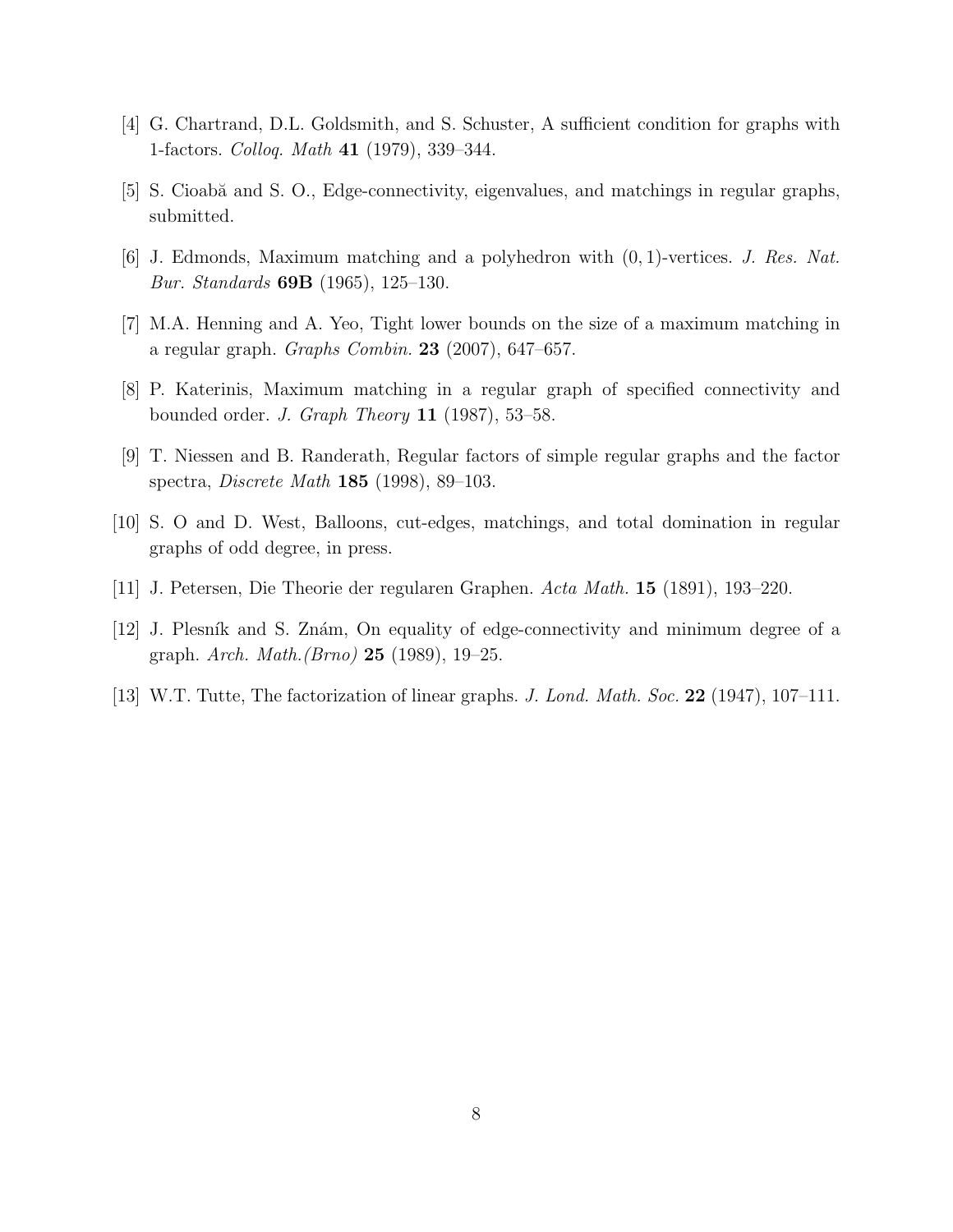[4] G. Chartrand, D.L. Goldsmith, and S. Schuster, A sufficient condition for graphs with 1-factors. *Colloq. Math* **41** (1979), 339–344.

[5] S. Cioabă and S. O., Edge-connectivity, eigenvalues, and matchings in regular graphs, submitted.

[6] J. Edmonds, Maximum matching and a polyhedron with $(0, 1)$-vertices. *J. Res. Nat. Bur. Standards* **69B** (1965), 125–130.

[7] M.A. Henning and A. Yeo, Tight lower bounds on the size of a maximum matching in a regular graph. *Graphs Combin.* **23** (2007), 647–657.

[8] P. Katerinis, Maximum matching in a regular graph of specified connectivity and bounded order. *J. Graph Theory* **11** (1987), 53–58.

[9] T. Niessen and B. Randerath, Regular factors of simple regular graphs and the factor spectra, *Discrete Math* **185** (1998), 89–103.

[10] S. O and D. West, Balloons, cut-edges, matchings, and total domination in regular graphs of odd degree, in press.

[11] J. Petersen, Die Theorie der regularen Graphen. *Acta Math.* **15** (1891), 193–220.

[12] J. Plesník and S. Znám, On equality of edge-connectivity and minimum degree of a graph. *Arch. Math.(Brno)* **25** (1989), 19–25.

[13] W.T. Tutte, The factorization of linear graphs. *J. Lond. Math. Soc.* **22** (1947), 107–111.